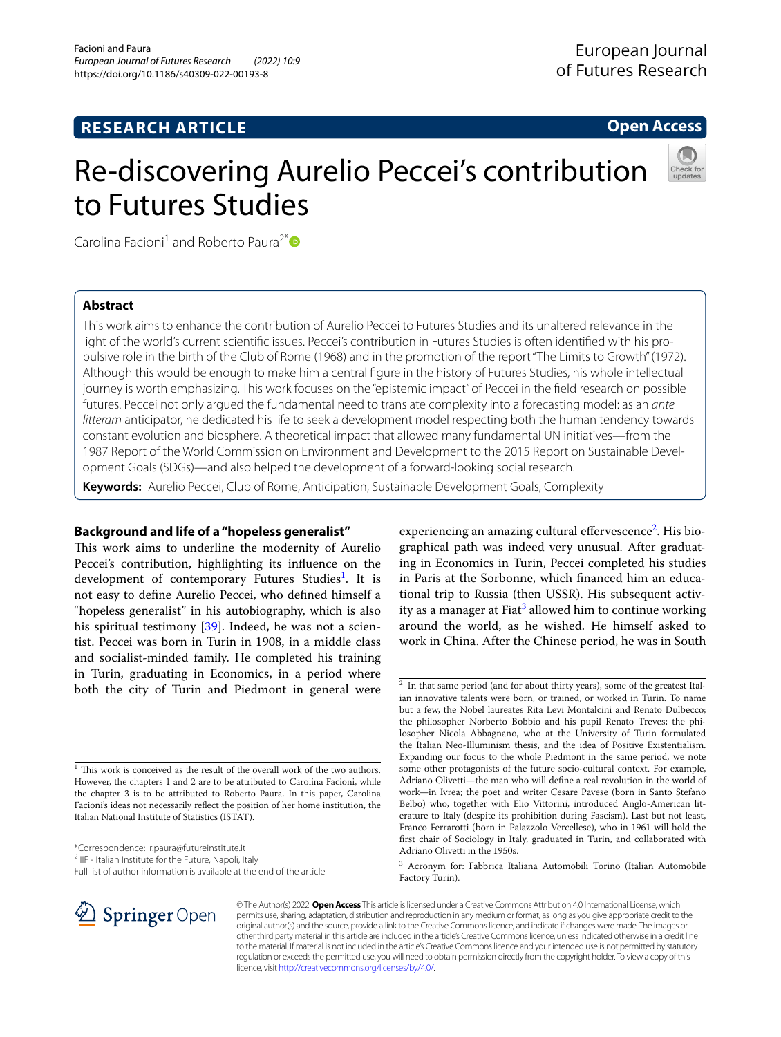**RESEARCH ARTICLE**

**Open Access**

# Re-discovering Aurelio Peccei's contribution to Futures Studies

Carolina Facioni[1] and Roberto Paura[2*]

## Abstract

This work aims to enhance the contribution of Aurelio Peccei to Futures Studies and its unaltered relevance in the light of the world's current scientific issues. Peccei's contribution in Futures Studies is often identified with his propulsive role in the birth of the Club of Rome (1968) and in the promotion of the report "The Limits to Growth" (1972). Although this would be enough to make him a central figure in the history of Futures Studies, his whole intellectual journey is worth emphasizing. This work focuses on the "epistemic impact" of Peccei in the field research on possible futures. Peccei not only argued the fundamental need to translate complexity into a forecasting model: as an *ante litteram* anticipator, he dedicated his life to seek a development model respecting both the human tendency towards constant evolution and biosphere. A theoretical impact that allowed many fundamental UN initiatives—from the 1987 Report of the World Commission on Environment and Development to the 2015 Report on Sustainable Development Goals (SDGs)—and also helped the development of a forward-looking social research.

**Keywords:** Aurelio Peccei, Club of Rome, Anticipation, Sustainable Development Goals, Complexity

## Background and life of a "hopeless generalist"

This work aims to underline the modernity of Aurelio Peccei's contribution, highlighting its influence on the development of contemporary Futures Studies[1]. It is not easy to define Aurelio Peccei, who defined himself a "hopeless generalist" in his autobiography, which is also his spiritual testimony [39]. Indeed, he was not a scientist. Peccei was born in Turin in 1908, in a middle class and socialist-minded family. He completed his training in Turin, graduating in Economics, in a period where both the city of Turin and Piedmont in general were experiencing an amazing cultural effervescence[2]. His biographical path was indeed very unusual. After graduating in Economics in Turin, Peccei completed his studies in Paris at the Sorbonne, which financed him an educational trip to Russia (then USSR). His subsequent activity as a manager at Fiat[3] allowed him to continue working around the world, as he wished. He himself asked to work in China. After the Chinese period, he was in South

---

[1] This work is conceived as the result of the overall work of the two authors. However, the chapters 1 and 2 are to be attributed to Carolina Facioni, while the chapter 3 is to be attributed to Roberto Paura. In this paper, Carolina Facioni's ideas not necessarily reflect the position of her home institution, the Italian National Institute of Statistics (ISTAT).

[2] In that same period (and for about thirty years), some of the greatest Italian innovative talents were born, or trained, or worked in Turin. To name but a few, the Nobel laureates Rita Levi Montalcini and Renato Dulbecco; the philosopher Norberto Bobbio and his pupil Renato Treves; the philosopher Nicola Abbagnano, who at the University of Turin formulated the Italian Neo-Illuminism thesis, and the idea of Positive Existentialism. Expanding our focus to the whole Piedmont in the same period, we note some other protagonists of the future socio-cultural context. For example, Adriano Olivetti—the man who will define a real revolution in the world of work—in Ivrea; the poet and writer Cesare Pavese (born in Santo Stefano Belbo) who, together with Elio Vittorini, introduced Anglo-American literature to Italy (despite its prohibition during Fascism). Last but not least, Franco Ferrarotti (born in Palazzolo Vercellese), who in 1961 will hold the first chair of Sociology in Italy, graduated in Turin, and collaborated with Adriano Olivetti in the 1950s.

[3] Acronym for: Fabbrica Italiana Automobili Torino (Italian Automobile Factory Turin).

*Correspondence: r.paura@futureinstitute.it
[2] IIF - Italian Institute for the Future, Napoli, Italy
Full list of author information is available at the end of the article

© The Author(s) 2022. **Open Access** This article is licensed under a Creative Commons Attribution 4.0 International License, which permits use, sharing, adaptation, distribution and reproduction in any medium or format, as long as you give appropriate credit to the original author(s) and the source, provide a link to the Creative Commons licence, and indicate if changes were made. The images or other third party material in this article are included in the article's Creative Commons licence, unless indicated otherwise in a credit line to the material. If material is not included in the article's Creative Commons licence and your intended use is not permitted by statutory regulation or exceeds the permitted use, you will need to obtain permission directly from the copyright holder. To view a copy of this licence, visit http://creativecommons.org/licenses/by/4.0/.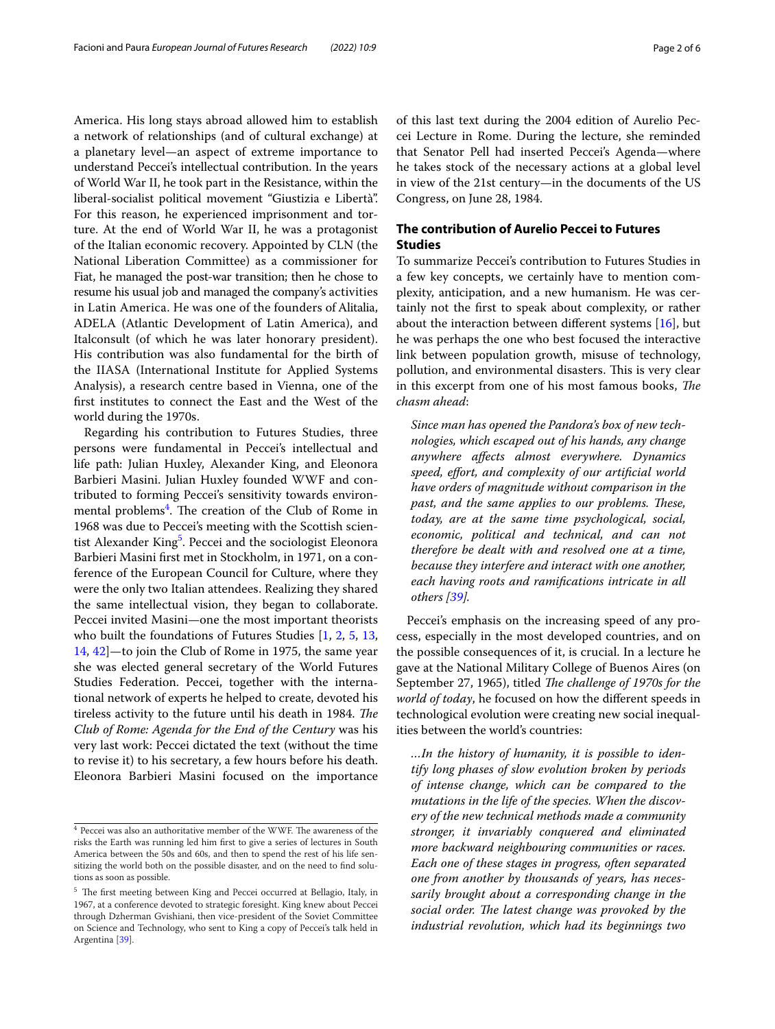America. His long stays abroad allowed him to establish a network of relationships (and of cultural exchange) at a planetary level—an aspect of extreme importance to understand Peccei's intellectual contribution. In the years of World War II, he took part in the Resistance, within the liberal-socialist political movement "Giustizia e Libertà". For this reason, he experienced imprisonment and torture. At the end of World War II, he was a protagonist of the Italian economic recovery. Appointed by CLN (the National Liberation Committee) as a commissioner for Fiat, he managed the post-war transition; then he chose to resume his usual job and managed the company's activities in Latin America. He was one of the founders of Alitalia, ADELA (Atlantic Development of Latin America), and Italconsult (of which he was later honorary president). His contribution was also fundamental for the birth of the IIASA (International Institute for Applied Systems Analysis), a research centre based in Vienna, one of the first institutes to connect the East and the West of the world during the 1970s.

Regarding his contribution to Futures Studies, three persons were fundamental in Peccei's intellectual and life path: Julian Huxley, Alexander King, and Eleonora Barbieri Masini. Julian Huxley founded WWF and contributed to forming Peccei's sensitivity towards environmental problems[4]. The creation of the Club of Rome in 1968 was due to Peccei's meeting with the Scottish scientist Alexander King[5]. Peccei and the sociologist Eleonora Barbieri Masini first met in Stockholm, in 1971, on a conference of the European Council for Culture, where they were the only two Italian attendees. Realizing they shared the same intellectual vision, they began to collaborate. Peccei invited Masini—one the most important theorists who built the foundations of Futures Studies [1, 2, 5, 13, 14, 42]—to join the Club of Rome in 1975, the same year she was elected general secretary of the World Futures Studies Federation. Peccei, together with the international network of experts he helped to create, devoted his tireless activity to the future until his death in 1984. *The Club of Rome: Agenda for the End of the Century* was his very last work: Peccei dictated the text (without the time to revise it) to his secretary, a few hours before his death. Eleonora Barbieri Masini focused on the importance of this last text during the 2004 edition of Aurelio Peccei Lecture in Rome. During the lecture, she reminded that Senator Pell had inserted Peccei's Agenda—where he takes stock of the necessary actions at a global level in view of the 21st century—in the documents of the US Congress, on June 28, 1984.

## The contribution of Aurelio Peccei to Futures Studies

To summarize Peccei's contribution to Futures Studies in a few key concepts, we certainly have to mention complexity, anticipation, and a new humanism. He was certainly not the first to speak about complexity, or rather about the interaction between different systems [16], but he was perhaps the one who best focused the interactive link between population growth, misuse of technology, pollution, and environmental disasters. This is very clear in this excerpt from one of his most famous books, *The chasm ahead*:

> *Since man has opened the Pandora's box of new technologies, which escaped out of his hands, any change anywhere affects almost everywhere. Dynamics speed, effort, and complexity of our artificial world have orders of magnitude without comparison in the past, and the same applies to our problems. These, today, are at the same time psychological, social, economic, political and technical, and can not therefore be dealt with and resolved one at a time, because they interfere and interact with one another, each having roots and ramifications intricate in all others [39].*

Peccei's emphasis on the increasing speed of any process, especially in the most developed countries, and on the possible consequences of it, is crucial. In a lecture he gave at the National Military College of Buenos Aires (on September 27, 1965), titled *The challenge of 1970s for the world of today*, he focused on how the different speeds in technological evolution were creating new social inequalities between the world's countries:

> *...In the history of humanity, it is possible to identify long phases of slow evolution broken by periods of intense change, which can be compared to the mutations in the life of the species. When the discovery of the new technical methods made a community stronger, it invariably conquered and eliminated more backward neighbouring communities or races. Each one of these stages in progress, often separated one from another by thousands of years, has necessarily brought about a corresponding change in the social order. The latest change was provoked by the industrial revolution, which had its beginnings two*

[4] Peccei was also an authoritative member of the WWF. The awareness of the risks the Earth was running led him first to give a series of lectures in South America between the 50s and 60s, and then to spend the rest of his life sensitizing the world both on the possible disaster, and on the need to find solutions as soon as possible.

[5] The first meeting between King and Peccei occurred at Bellagio, Italy, in 1967, at a conference devoted to strategic foresight. King knew about Peccei through Dzherman Gvishiani, then vice-president of the Soviet Committee on Science and Technology, who sent to King a copy of Peccei's talk held in Argentina [39].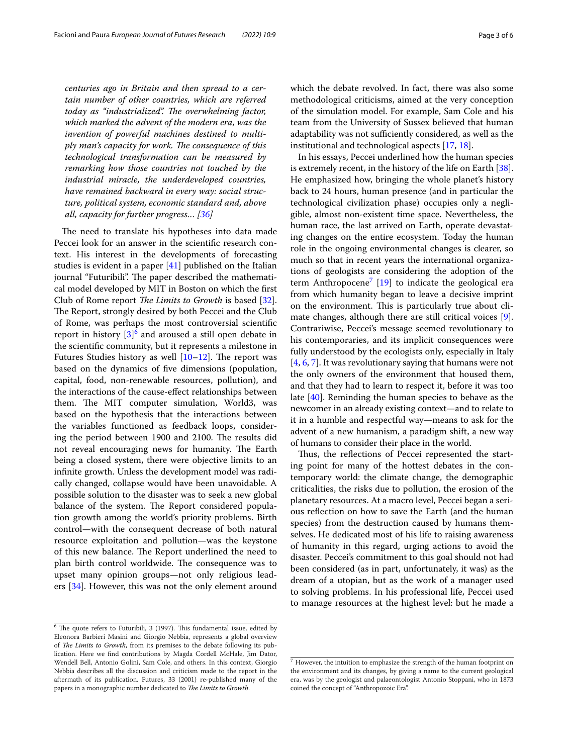*centuries ago in Britain and then spread to a certain number of other countries, which are referred today as "industrialized". The overwhelming factor, which marked the advent of the modern era, was the invention of powerful machines destined to multiply man's capacity for work. The consequence of this technological transformation can be measured by remarking how those countries not touched by the industrial miracle, the underdeveloped countries, have remained backward in every way: social structure, political system, economic standard and, above all, capacity for further progress… [36]*

The need to translate his hypotheses into data made Peccei look for an answer in the scientific research context. His interest in the developments of forecasting studies is evident in a paper [41] published on the Italian journal "Futuribili". The paper described the mathematical model developed by MIT in Boston on which the first Club of Rome report *The Limits to Growth* is based [32]. The Report, strongly desired by both Peccei and the Club of Rome, was perhaps the most controversial scientific report in history [3][6] and aroused a still open debate in the scientific community, but it represents a milestone in Futures Studies history as well [10–12]. The report was based on the dynamics of five dimensions (population, capital, food, non-renewable resources, pollution), and the interactions of the cause-effect relationships between them. The MIT computer simulation, World3, was based on the hypothesis that the interactions between the variables functioned as feedback loops, considering the period between 1900 and 2100. The results did not reveal encouraging news for humanity. The Earth being a closed system, there were objective limits to an infinite growth. Unless the development model was radically changed, collapse would have been unavoidable. A possible solution to the disaster was to seek a new global balance of the system. The Report considered population growth among the world's priority problems. Birth control—with the consequent decrease of both natural resource exploitation and pollution—was the keystone of this new balance. The Report underlined the need to plan birth control worldwide. The consequence was to upset many opinion groups—not only religious leaders [34]. However, this was not the only element around which the debate revolved. In fact, there was also some methodological criticisms, aimed at the very conception of the simulation model. For example, Sam Cole and his team from the University of Sussex believed that human adaptability was not sufficiently considered, as well as the institutional and technological aspects [17, 18].

In his essays, Peccei underlined how the human species is extremely recent, in the history of the life on Earth [38]. He emphasized how, bringing the whole planet's history back to 24 hours, human presence (and in particular the technological civilization phase) occupies only a negligible, almost non-existent time space. Nevertheless, the human race, the last arrived on Earth, operate devastating changes on the entire ecosystem. Today the human role in the ongoing environmental changes is clearer, so much so that in recent years the international organizations of geologists are considering the adoption of the term Anthropocene[7] [19] to indicate the geological era from which humanity began to leave a decisive imprint on the environment. This is particularly true about climate changes, although there are still critical voices [9]. Contrariwise, Peccei's message seemed revolutionary to his contemporaries, and its implicit consequences were fully understood by the ecologists only, especially in Italy [4, 6, 7]. It was revolutionary saying that humans were not the only owners of the environment that housed them, and that they had to learn to respect it, before it was too late [40]. Reminding the human species to behave as the newcomer in an already existing context—and to relate to it in a humble and respectful way—means to ask for the advent of a new humanism, a paradigm shift, a new way of humans to consider their place in the world.

Thus, the reflections of Peccei represented the starting point for many of the hottest debates in the contemporary world: the climate change, the demographic criticalities, the risks due to pollution, the erosion of the planetary resources. At a macro level, Peccei began a serious reflection on how to save the Earth (and the human species) from the destruction caused by humans themselves. He dedicated most of his life to raising awareness of humanity in this regard, urging actions to avoid the disaster. Peccei's commitment to this goal should not had been considered (as in part, unfortunately, it was) as the dream of a utopian, but as the work of a manager used to solving problems. In his professional life, Peccei used to manage resources at the highest level: but he made a

[6] The quote refers to Futuribili, 3 (1997). This fundamental issue, edited by Eleonora Barbieri Masini and Giorgio Nebbia, represents a global overview of *The Limits to Growth*, from its premises to the debate following its publication. Here we find contributions by Magda Cordell McHale, Jim Dator, Wendell Bell, Antonio Golini, Sam Cole, and others. In this context, Giorgio Nebbia describes all the discussion and criticism made to the report in the aftermath of its publication. Futures, 33 (2001) re-published many of the papers in a monographic number dedicated to *The Limits to Growth*.

[7] However, the intuition to emphasize the strength of the human footprint on the environment and its changes, by giving a name to the current geological era, was by the geologist and palaeontologist Antonio Stoppani, who in 1873 coined the concept of "Anthropozoic Era".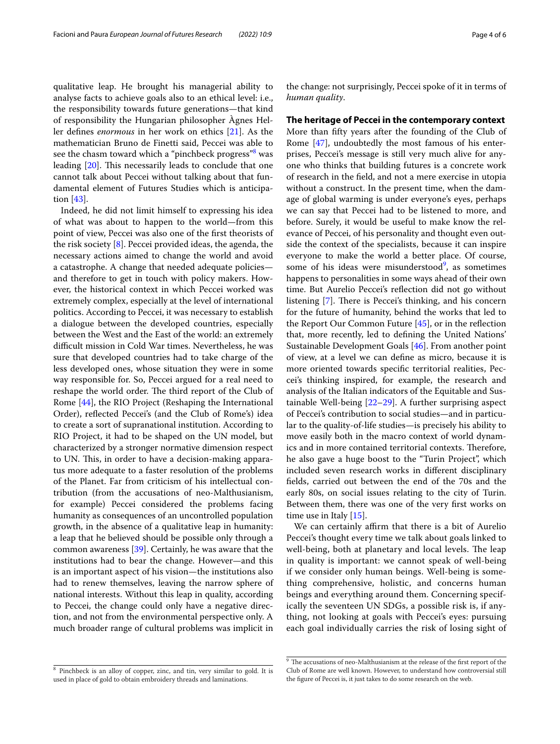qualitative leap. He brought his managerial ability to analyse facts to achieve goals also to an ethical level: i.e., the responsibility towards future generations—that kind of responsibility the Hungarian philosopher Àgnes Heller defines *enormous* in her work on ethics [21]. As the mathematician Bruno de Finetti said, Peccei was able to see the chasm toward which a "pinchbeck progress"[8] was leading [20]. This necessarily leads to conclude that one cannot talk about Peccei without talking about that fundamental element of Futures Studies which is anticipation [43].

Indeed, he did not limit himself to expressing his idea of what was about to happen to the world—from this point of view, Peccei was also one of the first theorists of the risk society [8]. Peccei provided ideas, the agenda, the necessary actions aimed to change the world and avoid a catastrophe. A change that needed adequate policies—and therefore to get in touch with policy makers. However, the historical context in which Peccei worked was extremely complex, especially at the level of international politics. According to Peccei, it was necessary to establish a dialogue between the developed countries, especially between the West and the East of the world: an extremely difficult mission in Cold War times. Nevertheless, he was sure that developed countries had to take charge of the less developed ones, whose situation they were in some way responsible for. So, Peccei argued for a real need to reshape the world order. The third report of the Club of Rome [44], the RIO Project (Reshaping the International Order), reflected Peccei's (and the Club of Rome's) idea to create a sort of supranational institution. According to RIO Project, it had to be shaped on the UN model, but characterized by a stronger normative dimension respect to UN. This, in order to have a decision-making apparatus more adequate to a faster resolution of the problems of the Planet. Far from criticism of his intellectual contribution (from the accusations of neo-Malthusianism, for example) Peccei considered the problems facing humanity as consequences of an uncontrolled population growth, in the absence of a qualitative leap in humanity: a leap that he believed should be possible only through a common awareness [39]. Certainly, he was aware that the institutions had to bear the change. However—and this is an important aspect of his vision—the institutions also had to renew themselves, leaving the narrow sphere of national interests. Without this leap in quality, according to Peccei, the change could only have a negative direction, and not from the environmental perspective only. A much broader range of cultural problems was implicit in the change: not surprisingly, Peccei spoke of it in terms of *human quality*.

## The heritage of Peccei in the contemporary context

More than fifty years after the founding of the Club of Rome [47], undoubtedly the most famous of his enterprises, Peccei's message is still very much alive for anyone who thinks that building futures is a concrete work of research in the field, and not a mere exercise in utopia without a construct. In the present time, when the damage of global warming is under everyone's eyes, perhaps we can say that Peccei had to be listened to more, and before. Surely, it would be useful to make know the relevance of Peccei, of his personality and thought even outside the context of the specialists, because it can inspire everyone to make the world a better place. Of course, some of his ideas were misunderstood[9], as sometimes happens to personalities in some ways ahead of their own time. But Aurelio Peccei's reflection did not go without listening [7]. There is Peccei's thinking, and his concern for the future of humanity, behind the works that led to the Report Our Common Future [45], or in the reflection that, more recently, led to defining the United Nations' Sustainable Development Goals [46]. From another point of view, at a level we can define as micro, because it is more oriented towards specific territorial realities, Peccei's thinking inspired, for example, the research and analysis of the Italian indicators of the Equitable and Sustainable Well-being [22–29]. A further surprising aspect of Peccei's contribution to social studies—and in particular to the quality-of-life studies—is precisely his ability to move easily both in the macro context of world dynamics and in more contained territorial contexts. Therefore, he also gave a huge boost to the "Turin Project", which included seven research works in different disciplinary fields, carried out between the end of the 70s and the early 80s, on social issues relating to the city of Turin. Between them, there was one of the very first works on time use in Italy [15].

We can certainly affirm that there is a bit of Aurelio Peccei's thought every time we talk about goals linked to well-being, both at planetary and local levels. The leap in quality is important: we cannot speak of well-being if we consider only human beings. Well-being is something comprehensive, holistic, and concerns human beings and everything around them. Concerning specifically the seventeen UN SDGs, a possible risk is, if anything, not looking at goals with Peccei's eyes: pursuing each goal individually carries the risk of losing sight of

[8] Pinchbeck is an alloy of copper, zinc, and tin, very similar to gold. It is used in place of gold to obtain embroidery threads and laminations.

[9] The accusations of neo-Malthusianism at the release of the first report of the Club of Rome are well known. However, to understand how controversial still the figure of Peccei is, it just takes to do some research on the web.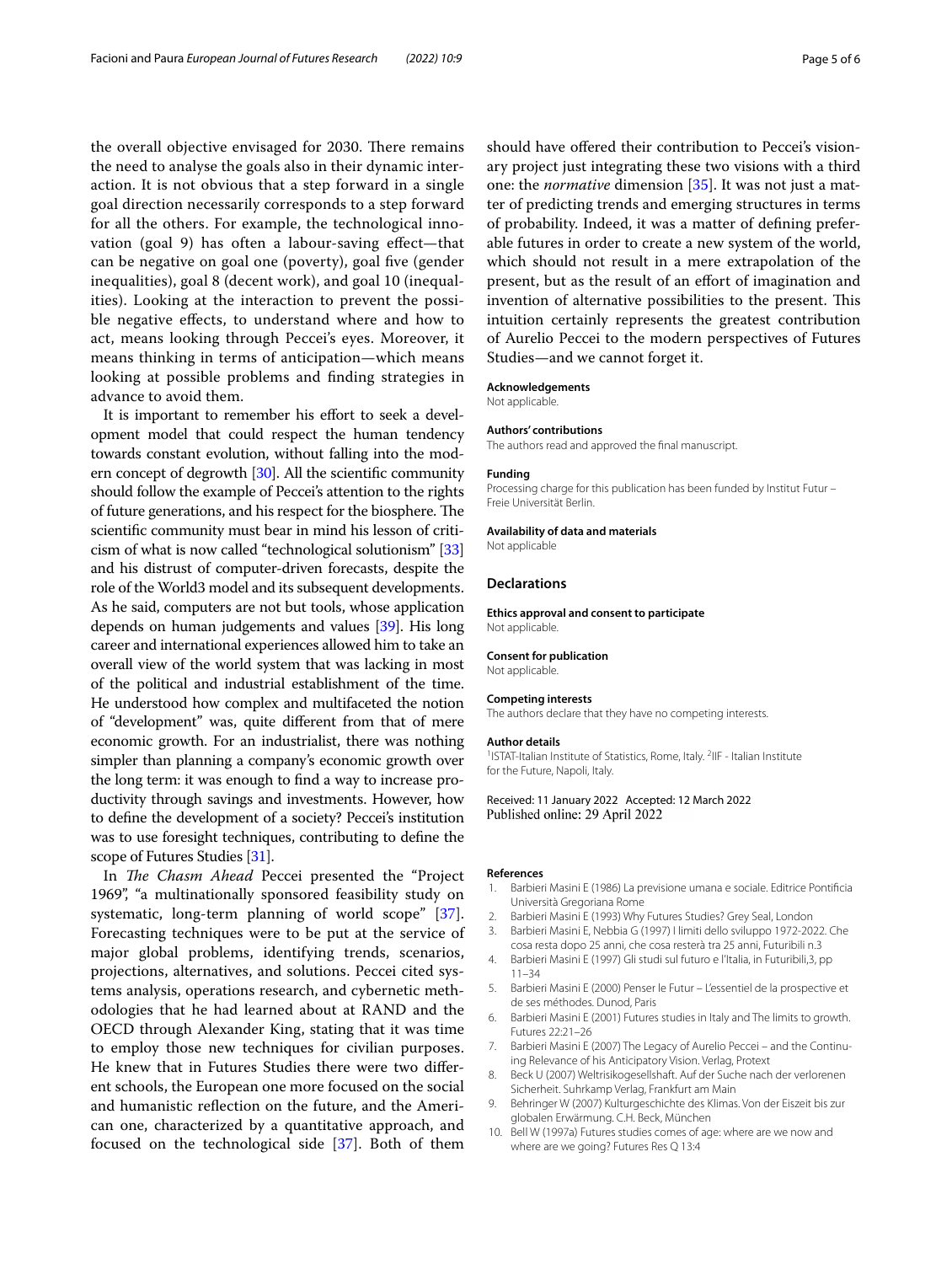the overall objective envisaged for 2030. There remains the need to analyse the goals also in their dynamic interaction. It is not obvious that a step forward in a single goal direction necessarily corresponds to a step forward for all the others. For example, the technological innovation (goal 9) has often a labour-saving effect—that can be negative on goal one (poverty), goal five (gender inequalities), goal 8 (decent work), and goal 10 (inequalities). Looking at the interaction to prevent the possible negative effects, to understand where and how to act, means looking through Peccei's eyes. Moreover, it means thinking in terms of anticipation—which means looking at possible problems and finding strategies in advance to avoid them.

It is important to remember his effort to seek a development model that could respect the human tendency towards constant evolution, without falling into the modern concept of degrowth [30]. All the scientific community should follow the example of Peccei's attention to the rights of future generations, and his respect for the biosphere. The scientific community must bear in mind his lesson of criticism of what is now called "technological solutionism" [33] and his distrust of computer-driven forecasts, despite the role of the World3 model and its subsequent developments. As he said, computers are not but tools, whose application depends on human judgements and values [39]. His long career and international experiences allowed him to take an overall view of the world system that was lacking in most of the political and industrial establishment of the time. He understood how complex and multifaceted the notion of "development" was, quite different from that of mere economic growth. For an industrialist, there was nothing simpler than planning a company's economic growth over the long term: it was enough to find a way to increase productivity through savings and investments. However, how to define the development of a society? Peccei's institution was to use foresight techniques, contributing to define the scope of Futures Studies [31].

In *The Chasm Ahead* Peccei presented the "Project 1969", "a multinationally sponsored feasibility study on systematic, long-term planning of world scope" [37]. Forecasting techniques were to be put at the service of major global problems, identifying trends, scenarios, projections, alternatives, and solutions. Peccei cited systems analysis, operations research, and cybernetic methodologies that he had learned about at RAND and the OECD through Alexander King, stating that it was time to employ those new techniques for civilian purposes. He knew that in Futures Studies there were two different schools, the European one more focused on the social and humanistic reflection on the future, and the American one, characterized by a quantitative approach, and focused on the technological side [37]. Both of them should have offered their contribution to Peccei's visionary project just integrating these two visions with a third one: the *normative* dimension [35]. It was not just a matter of predicting trends and emerging structures in terms of probability. Indeed, it was a matter of defining preferable futures in order to create a new system of the world, which should not result in a mere extrapolation of the present, but as the result of an effort of imagination and invention of alternative possibilities to the present. This intuition certainly represents the greatest contribution of Aurelio Peccei to the modern perspectives of Futures Studies—and we cannot forget it.

**Acknowledgements**
Not applicable.

**Authors' contributions**
The authors read and approved the final manuscript.

**Funding**
Processing charge for this publication has been funded by Institut Futur – Freie Universität Berlin.

**Availability of data and materials**
Not applicable

## Declarations

**Ethics approval and consent to participate**
Not applicable.

**Consent for publication**
Not applicable.

**Competing interests**
The authors declare that they have no competing interests.

**Author details**
[1]ISTAT-Italian Institute of Statistics, Rome, Italy. [2]IIF - Italian Institute for the Future, Napoli, Italy.

Received: 11 January 2022 Accepted: 12 March 2022
Published online: 29 April 2022

## References

1. Barbieri Masini E (1986) La previsione umana e sociale. Editrice Pontificia Università Gregoriana Rome
2. Barbieri Masini E (1993) Why Futures Studies? Grey Seal, London
3. Barbieri Masini E, Nebbia G (1997) I limiti dello sviluppo 1972-2022. Che cosa resta dopo 25 anni, che cosa resterà tra 25 anni, Futuribili n.3
4. Barbieri Masini E (1997) Gli studi sul futuro e l'Italia, in Futuribili,3, pp 11–34
5. Barbieri Masini E (2000) Penser le Futur – L'essentiel de la prospective et de ses méthodes. Dunod, Paris
6. Barbieri Masini E (2001) Futures studies in Italy and The limits to growth. Futures 22:21–26
7. Barbieri Masini E (2007) The Legacy of Aurelio Peccei – and the Continuing Relevance of his Anticipatory Vision. Verlag, Protext
8. Beck U (2007) Weltrisikogesellshaft. Auf der Suche nach der verlorenen Sicherheit. Suhrkamp Verlag, Frankfurt am Main
9. Behringer W (2007) Kulturgeschichte des Klimas. Von der Eiszeit bis zur globalen Erwärmung. C.H. Beck, München
10. Bell W (1997a) Futures studies comes of age: where are we now and where are we going? Futures Res Q 13:4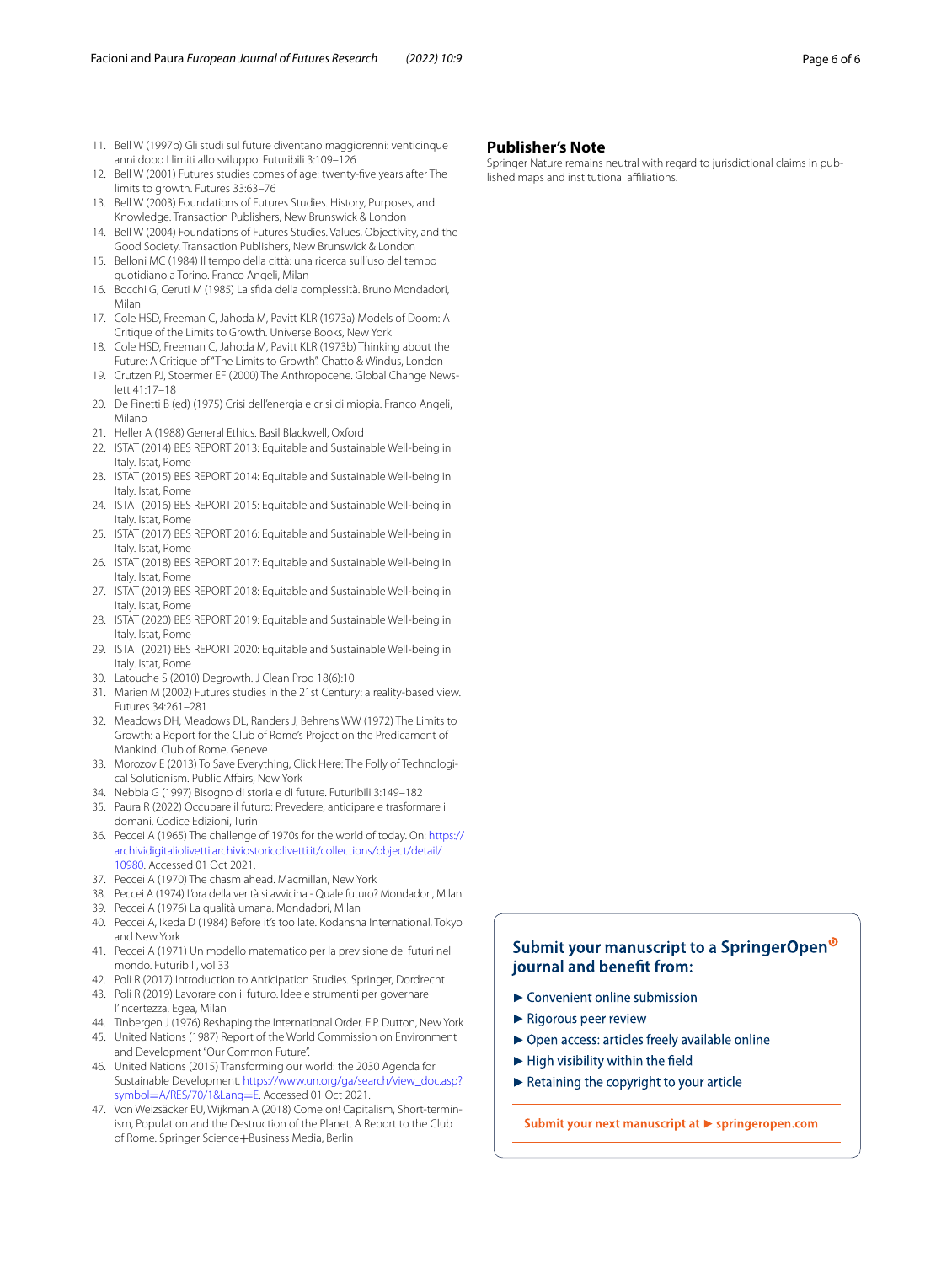11. Bell W (1997b) Gli studi sul future diventano maggiorenni: venticinque anni dopo I limiti allo sviluppo. Futuribili 3:109–126
12. Bell W (2001) Futures studies comes of age: twenty-five years after The limits to growth. Futures 33:63–76
13. Bell W (2003) Foundations of Futures Studies. History, Purposes, and Knowledge. Transaction Publishers, New Brunswick & London
14. Bell W (2004) Foundations of Futures Studies. Values, Objectivity, and the Good Society. Transaction Publishers, New Brunswick & London
15. Belloni MC (1984) Il tempo della città: una ricerca sull'uso del tempo quotidiano a Torino. Franco Angeli, Milan
16. Bocchi G, Ceruti M (1985) La sfida della complessità. Bruno Mondadori, Milan
17. Cole HSD, Freeman C, Jahoda M, Pavitt KLR (1973a) Models of Doom: A Critique of the Limits to Growth. Universe Books, New York
18. Cole HSD, Freeman C, Jahoda M, Pavitt KLR (1973b) Thinking about the Future: A Critique of "The Limits to Growth". Chatto & Windus, London
19. Crutzen PJ, Stoermer EF (2000) The Anthropocene. Global Change Newslett 41:17–18
20. De Finetti B (ed) (1975) Crisi dell'energia e crisi di miopia. Franco Angeli, Milano
21. Heller A (1988) General Ethics. Basil Blackwell, Oxford
22. ISTAT (2014) BES REPORT 2013: Equitable and Sustainable Well-being in Italy. Istat, Rome
23. ISTAT (2015) BES REPORT 2014: Equitable and Sustainable Well-being in Italy. Istat, Rome
24. ISTAT (2016) BES REPORT 2015: Equitable and Sustainable Well-being in Italy. Istat, Rome
25. ISTAT (2017) BES REPORT 2016: Equitable and Sustainable Well-being in Italy. Istat, Rome
26. ISTAT (2018) BES REPORT 2017: Equitable and Sustainable Well-being in Italy. Istat, Rome
27. ISTAT (2019) BES REPORT 2018: Equitable and Sustainable Well-being in Italy. Istat, Rome
28. ISTAT (2020) BES REPORT 2019: Equitable and Sustainable Well-being in Italy. Istat, Rome
29. ISTAT (2021) BES REPORT 2020: Equitable and Sustainable Well-being in Italy. Istat, Rome
30. Latouche S (2010) Degrowth. J Clean Prod 18(6):10
31. Marien M (2002) Futures studies in the 21st Century: a reality-based view. Futures 34:261–281
32. Meadows DH, Meadows DL, Randers J, Behrens WW (1972) The Limits to Growth: a Report for the Club of Rome's Project on the Predicament of Mankind. Club of Rome, Geneve
33. Morozov E (2013) To Save Everything, Click Here: The Folly of Technological Solutionism. Public Affairs, New York
34. Nebbia G (1997) Bisogno di storia e di future. Futuribili 3:149–182
35. Paura R (2022) Occupare il futuro: Prevedere, anticipare e trasformare il domani. Codice Edizioni, Turin
36. Peccei A (1965) The challenge of 1970s for the world of today. On: https://archividigitaliolivetti.archiviostoricolivetti.it/collections/object/detail/10980. Accessed 01 Oct 2021.
37. Peccei A (1970) The chasm ahead. Macmillan, New York
38. Peccei A (1974) L'ora della verità si avvicina - Quale futuro? Mondadori, Milan
39. Peccei A (1976) La qualità umana. Mondadori, Milan
40. Peccei A, Ikeda D (1984) Before it's too late. Kodansha International, Tokyo and New York
41. Peccei A (1971) Un modello matematico per la previsione dei futuri nel mondo. Futuribili, vol 33
42. Poli R (2017) Introduction to Anticipation Studies. Springer, Dordrecht
43. Poli R (2019) Lavorare con il futuro. Idee e strumenti per governare l'incertezza. Egea, Milan
44. Tinbergen J (1976) Reshaping the International Order. E.P. Dutton, New York
45. United Nations (1987) Report of the World Commission on Environment and Development "Our Common Future".
46. United Nations (2015) Transforming our world: the 2030 Agenda for Sustainable Development. https://www.un.org/ga/search/view_doc.asp?symbol=A/RES/70/1&Lang=E. Accessed 01 Oct 2021.
47. Von Weizsäcker EU, Wijkman A (2018) Come on! Capitalism, Short-terminism, Population and the Destruction of the Planet. A Report to the Club of Rome. Springer Science+Business Media, Berlin

## Publisher's Note

Springer Nature remains neutral with regard to jurisdictional claims in published maps and institutional affiliations.